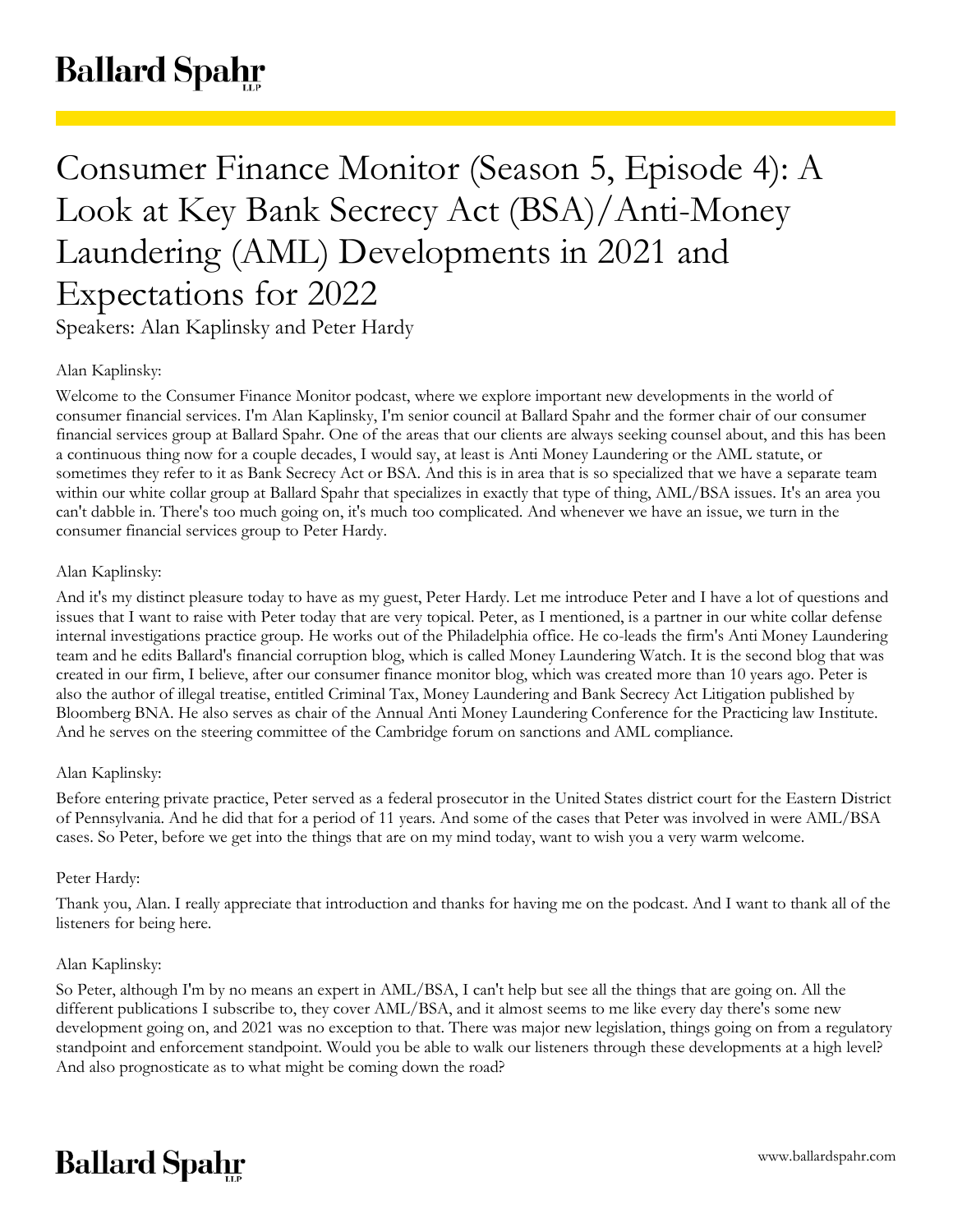# Consumer Finance Monitor (Season 5, Episode 4): A Look at Key Bank Secrecy Act (BSA)/Anti-Money Laundering (AML) Developments in 2021 and Expectations for 2022

Speakers: Alan Kaplinsky and Peter Hardy

Alan Kaplinsky:

Welcome to the Consumer Finance Monitor podcast, where we explore important new developments in the world of consumer financial services. I'm Alan Kaplinsky, I'm senior council at Ballard Spahr and the former chair of our consumer financial services group at Ballard Spahr. One of the areas that our clients are always seeking counsel about, and this has been a continuous thing now for a couple decades, I would say, at least is Anti Money Laundering or the AML statute, or sometimes they refer to it as Bank Secrecy Act or BSA. And this is in area that is so specialized that we have a separate team within our white collar group at Ballard Spahr that specializes in exactly that type of thing, AML/BSA issues. It's an area you can't dabble in. There's too much going on, it's much too complicated. And whenever we have an issue, we turn in the consumer financial services group to Peter Hardy.

Alan Kaplinsky:

And it's my distinct pleasure today to have as my guest, Peter Hardy. Let me introduce Peter and I have a lot of questions and issues that I want to raise with Peter today that are very topical. Peter, as I mentioned, is a partner in our white collar defense internal investigations practice group. He works out of the Philadelphia office. He co-leads the firm's Anti Money Laundering team and he edits Ballard's financial corruption blog, which is called Money Laundering Watch. It is the second blog that was created in our firm, I believe, after our consumer finance monitor blog, which was created more than 10 years ago. Peter is also the author of illegal treatise, entitled Criminal Tax, Money Laundering and Bank Secrecy Act Litigation published by Bloomberg BNA. He also serves as chair of the Annual Anti Money Laundering Conference for the Practicing law Institute. And he serves on the steering committee of the Cambridge forum on sanctions and AML compliance.

Alan Kaplinsky:

Before entering private practice, Peter served as a federal prosecutor in the United States district court for the Eastern District of Pennsylvania. And he did that for a period of 11 years. And some of the cases that Peter was involved in were AML/BSA cases. So Peter, before we get into the things that are on my mind today, want to wish you a very warm welcome.

Peter Hardy:

Thank you, Alan. I really appreciate that introduction and thanks for having me on the podcast. And I want to thank all of the listeners for being here.

Alan Kaplinsky:

So Peter, although I'm by no means an expert in AML/BSA, I can't help but see all the things that are going on. All the different publications I subscribe to, they cover AML/BSA, and it almost seems to me like every day there's some new development going on, and 2021 was no exception to that. There was major new legislation, things going on from a regulatory standpoint and enforcement standpoint. Would you be able to walk our listeners through these developments at a high level? And also prognosticate as to what might be coming down the road?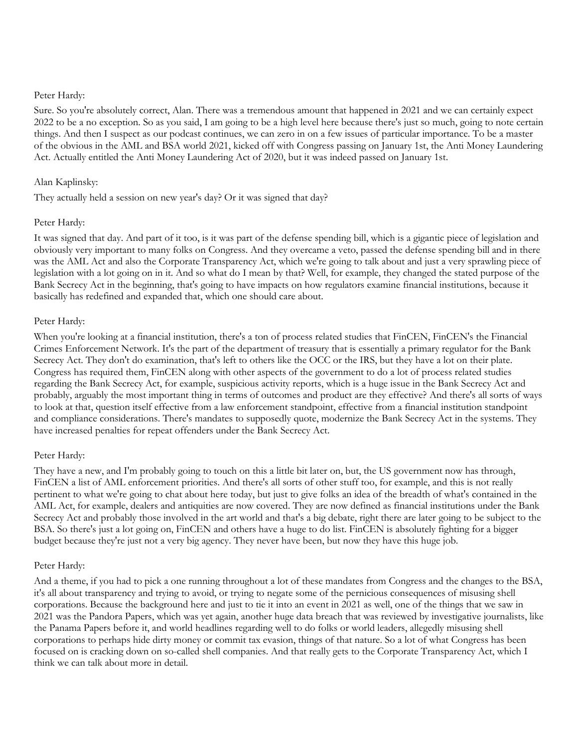Peter Hardy:

Sure. So you're absolutely correct, Alan. There was a tremendous amount that happened in 2021 and we can certainly expect 2022 to be a no exception. So as you said, I am going to be a high level here because there's just so much, going to note certain things. And then I suspect as our podcast continues, we can zero in on a few issues of particular importance. To be a master of the obvious in the AML and BSA world 2021, kicked off with Congress passing on January 1st, the Anti Money Laundering Act. Actually entitled the Anti Money Laundering Act of 2020, but it was indeed passed on January 1st.

Alan Kaplinsky:

They actually held a session on new year's day? Or it was signed that day?

Peter Hardy:

It was signed that day. And part of it too, is it was part of the defense spending bill, which is a gigantic piece of legislation and obviously very important to many folks on Congress. And they overcame a veto, passed the defense spending bill and in there was the AML Act and also the Corporate Transparency Act, which we're going to talk about and just a very sprawling piece of legislation with a lot going on in it. And so what do I mean by that? Well, for example, they changed the stated purpose of the Bank Secrecy Act in the beginning, that's going to have impacts on how regulators examine financial institutions, because it basically has redefined and expanded that, which one should care about.

Peter Hardy:

When you're looking at a financial institution, there's a ton of process related studies that FinCEN, FinCEN's the Financial Crimes Enforcement Network. It's the part of the department of treasury that is essentially a primary regulator for the Bank Secrecy Act. They don't do examination, that's left to others like the OCC or the IRS, but they have a lot on their plate. Congress has required them, FinCEN along with other aspects of the government to do a lot of process related studies regarding the Bank Secrecy Act, for example, suspicious activity reports, which is a huge issue in the Bank Secrecy Act and probably, arguably the most important thing in terms of outcomes and product are they effective? And there's all sorts of ways to look at that, question itself effective from a law enforcement standpoint, effective from a financial institution standpoint and compliance considerations. There's mandates to supposedly quote, modernize the Bank Secrecy Act in the systems. They have increased penalties for repeat offenders under the Bank Secrecy Act.

Peter Hardy:

They have a new, and I'm probably going to touch on this a little bit later on, but, the US government now has through, FinCEN a list of AML enforcement priorities. And there's all sorts of other stuff too, for example, and this is not really pertinent to what we're going to chat about here today, but just to give folks an idea of the breadth of what's contained in the AML Act, for example, dealers and antiquities are now covered. They are now defined as financial institutions under the Bank Secrecy Act and probably those involved in the art world and that's a big debate, right there are later going to be subject to the BSA. So there's just a lot going on, FinCEN and others have a huge to do list. FinCEN is absolutely fighting for a bigger budget because they're just not a very big agency. They never have been, but now they have this huge job.

Peter Hardy:

And a theme, if you had to pick a one running throughout a lot of these mandates from Congress and the changes to the BSA, it's all about transparency and trying to avoid, or trying to negate some of the pernicious consequences of misusing shell corporations. Because the background here and just to tie it into an event in 2021 as well, one of the things that we saw in 2021 was the Pandora Papers, which was yet again, another huge data breach that was reviewed by investigative journalists, like the Panama Papers before it, and world headlines regarding well to do folks or world leaders, allegedly misusing shell corporations to perhaps hide dirty money or commit tax evasion, things of that nature. So a lot of what Congress has been focused on is cracking down on so-called shell companies. And that really gets to the Corporate Transparency Act, which I think we can talk about more in detail.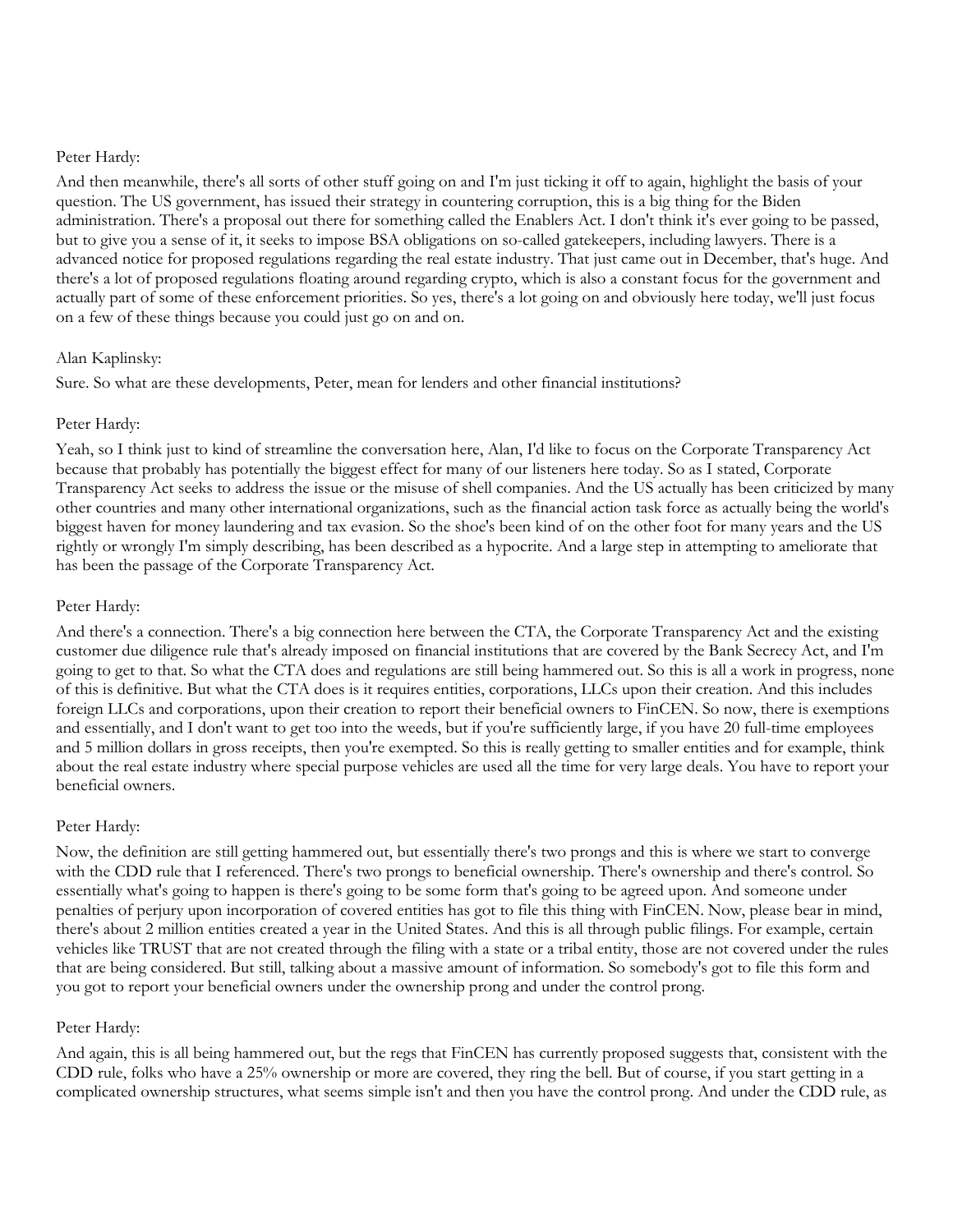Peter Hardy:

And then meanwhile, there's all sorts of other stuff going on and I'm just ticking it off to again, highlight the basis of your question. The US government, has issued their strategy in countering corruption, this is a big thing for the Biden administration. There's a proposal out there for something called the Enablers Act. I don't think it's ever going to be passed, but to give you a sense of it, it seeks to impose BSA obligations on so-called gatekeepers, including lawyers. There is a advanced notice for proposed regulations regarding the real estate industry. That just came out in December, that's huge. And there's a lot of proposed regulations floating around regarding crypto, which is also a constant focus for the government and actually part of some of these enforcement priorities. So yes, there's a lot going on and obviously here today, we'll just focus on a few of these things because you could just go on and on.

Alan Kaplinsky:

Sure. So what are these developments, Peter, mean for lenders and other financial institutions?

Peter Hardy:

Yeah, so I think just to kind of streamline the conversation here, Alan, I'd like to focus on the Corporate Transparency Act because that probably has potentially the biggest effect for many of our listeners here today. So as I stated, Corporate Transparency Act seeks to address the issue or the misuse of shell companies. And the US actually has been criticized by many other countries and many other international organizations, such as the financial action task force as actually being the world's biggest haven for money laundering and tax evasion. So the shoe's been kind of on the other foot for many years and the US rightly or wrongly I'm simply describing, has been described as a hypocrite. And a large step in attempting to ameliorate that has been the passage of the Corporate Transparency Act.

Peter Hardy:

And there's a connection. There's a big connection here between the CTA, the Corporate Transparency Act and the existing customer due diligence rule that's already imposed on financial institutions that are covered by the Bank Secrecy Act, and I'm going to get to that. So what the CTA does and regulations are still being hammered out. So this is all a work in progress, none of this is definitive. But what the CTA does is it requires entities, corporations, LLCs upon their creation. And this includes foreign LLCs and corporations, upon their creation to report their beneficial owners to FinCEN. So now, there is exemptions and essentially, and I don't want to get too into the weeds, but if you're sufficiently large, if you have 20 full-time employees and 5 million dollars in gross receipts, then you're exempted. So this is really getting to smaller entities and for example, think about the real estate industry where special purpose vehicles are used all the time for very large deals. You have to report your beneficial owners.

Peter Hardy:

Now, the definition are still getting hammered out, but essentially there's two prongs and this is where we start to converge with the CDD rule that I referenced. There's two prongs to beneficial ownership. There's ownership and there's control. So essentially what's going to happen is there's going to be some form that's going to be agreed upon. And someone under penalties of perjury upon incorporation of covered entities has got to file this thing with FinCEN. Now, please bear in mind, there's about 2 million entities created a year in the United States. And this is all through public filings. For example, certain vehicles like TRUST that are not created through the filing with a state or a tribal entity, those are not covered under the rules that are being considered. But still, talking about a massive amount of information. So somebody's got to file this form and you got to report your beneficial owners under the ownership prong and under the control prong.

Peter Hardy:

And again, this is all being hammered out, but the regs that FinCEN has currently proposed suggests that, consistent with the CDD rule, folks who have a 25% ownership or more are covered, they ring the bell. But of course, if you start getting in a complicated ownership structures, what seems simple isn't and then you have the control prong. And under the CDD rule, as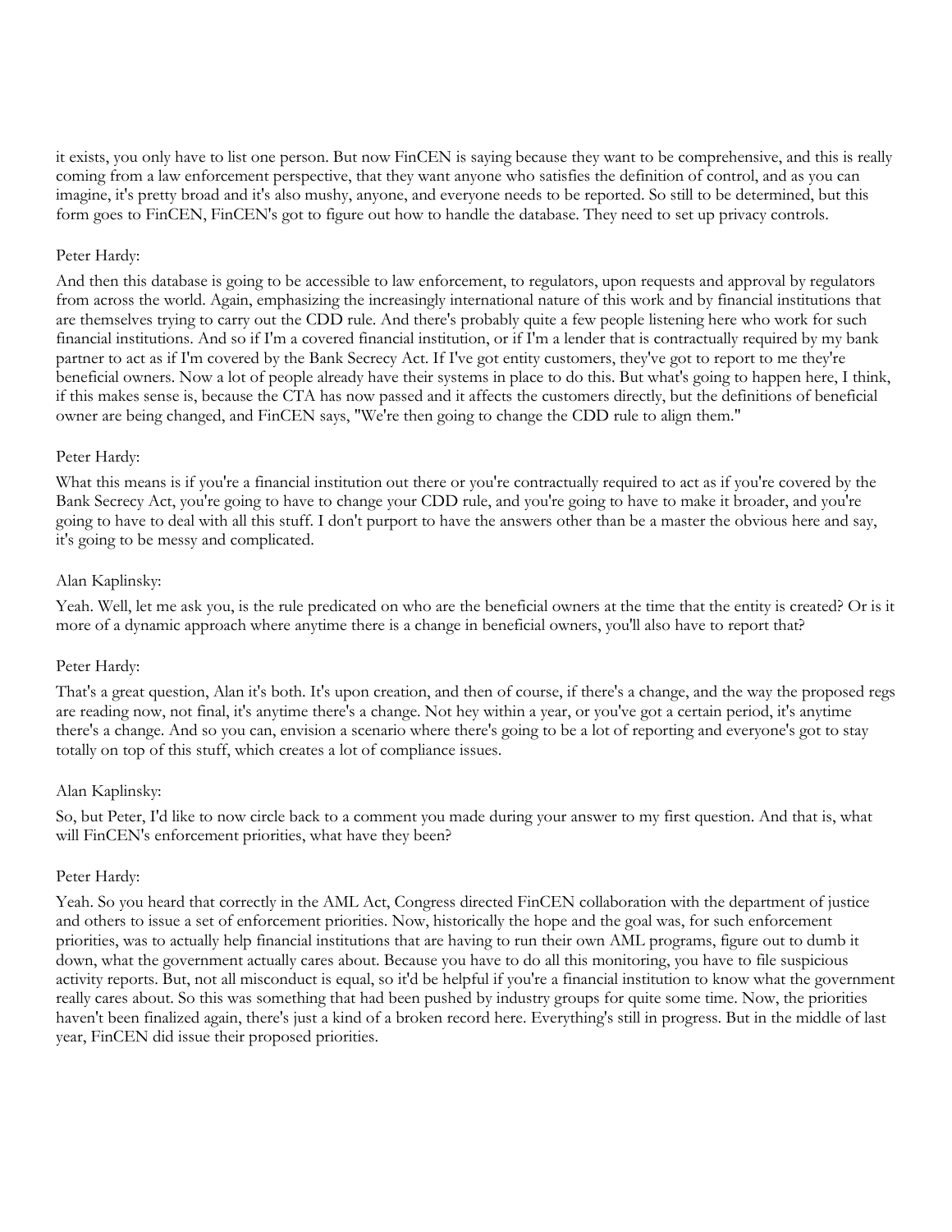it exists, you only have to list one person. But now FinCEN is saying because they want to be comprehensive, and this is really coming from a law enforcement perspective, that they want anyone who satisfies the definition of control, and as you can imagine, it's pretty broad and it's also mushy, anyone, and everyone needs to be reported. So still to be determined, but this form goes to FinCEN, FinCEN's got to figure out how to handle the database. They need to set up privacy controls.

Peter Hardy:

And then this database is going to be accessible to law enforcement, to regulators, upon requests and approval by regulators from across the world. Again, emphasizing the increasingly international nature of this work and by financial institutions that are themselves trying to carry out the CDD rule. And there's probably quite a few people listening here who work for such financial institutions. And so if I'm a covered financial institution, or if I'm a lender that is contractually required by my bank partner to act as if I'm covered by the Bank Secrecy Act. If I've got entity customers, they've got to report to me they're beneficial owners. Now a lot of people already have their systems in place to do this. But what's going to happen here, I think, if this makes sense is, because the CTA has now passed and it affects the customers directly, but the definitions of beneficial owner are being changed, and FinCEN says, "We're then going to change the CDD rule to align them."

Peter Hardy:

What this means is if you're a financial institution out there or you're contractually required to act as if you're covered by the Bank Secrecy Act, you're going to have to change your CDD rule, and you're going to have to make it broader, and you're going to have to deal with all this stuff. I don't purport to have the answers other than be a master the obvious here and say, it's going to be messy and complicated.

Alan Kaplinsky:

Yeah. Well, let me ask you, is the rule predicated on who are the beneficial owners at the time that the entity is created? Or is it more of a dynamic approach where anytime there is a change in beneficial owners, you'll also have to report that?

Peter Hardy:

That's a great question, Alan it's both. It's upon creation, and then of course, if there's a change, and the way the proposed regs are reading now, not final, it's anytime there's a change. Not hey within a year, or you've got a certain period, it's anytime there's a change. And so you can, envision a scenario where there's going to be a lot of reporting and everyone's got to stay totally on top of this stuff, which creates a lot of compliance issues.

Alan Kaplinsky:

So, but Peter, I'd like to now circle back to a comment you made during your answer to my first question. And that is, what will FinCEN's enforcement priorities, what have they been?

Peter Hardy:

Yeah. So you heard that correctly in the AML Act, Congress directed FinCEN collaboration with the department of justice and others to issue a set of enforcement priorities. Now, historically the hope and the goal was, for such enforcement priorities, was to actually help financial institutions that are having to run their own AML programs, figure out to dumb it down, what the government actually cares about. Because you have to do all this monitoring, you have to file suspicious activity reports. But, not all misconduct is equal, so it'd be helpful if you're a financial institution to know what the government really cares about. So this was something that had been pushed by industry groups for quite some time. Now, the priorities haven't been finalized again, there's just a kind of a broken record here. Everything's still in progress. But in the middle of last year, FinCEN did issue their proposed priorities.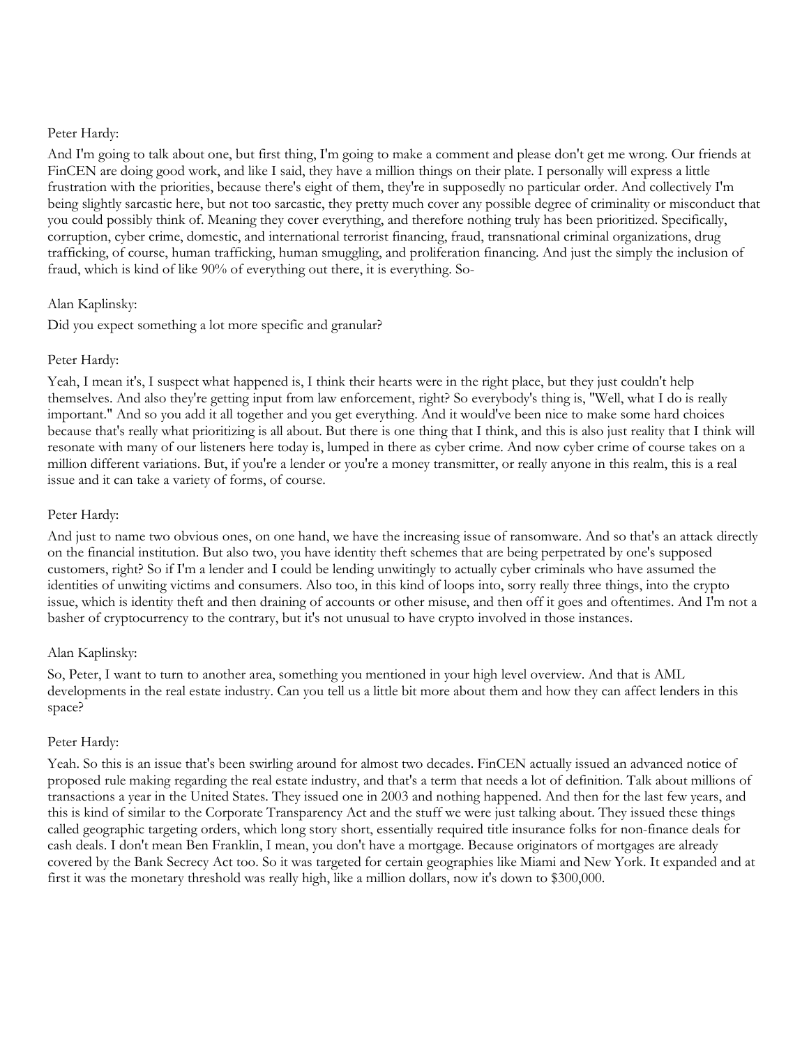Peter Hardy:

And I'm going to talk about one, but first thing, I'm going to make a comment and please don't get me wrong. Our friends at FinCEN are doing good work, and like I said, they have a million things on their plate. I personally will express a little frustration with the priorities, because there's eight of them, they're in supposedly no particular order. And collectively I'm being slightly sarcastic here, but not too sarcastic, they pretty much cover any possible degree of criminality or misconduct that you could possibly think of. Meaning they cover everything, and therefore nothing truly has been prioritized. Specifically, corruption, cyber crime, domestic, and international terrorist financing, fraud, transnational criminal organizations, drug trafficking, of course, human trafficking, human smuggling, and proliferation financing. And just the simply the inclusion of fraud, which is kind of like 90% of everything out there, it is everything. So-

Alan Kaplinsky:

Did you expect something a lot more specific and granular?

Peter Hardy:

Yeah, I mean it's, I suspect what happened is, I think their hearts were in the right place, but they just couldn't help themselves. And also they're getting input from law enforcement, right? So everybody's thing is, "Well, what I do is really important." And so you add it all together and you get everything. And it would've been nice to make some hard choices because that's really what prioritizing is all about. But there is one thing that I think, and this is also just reality that I think will resonate with many of our listeners here today is, lumped in there as cyber crime. And now cyber crime of course takes on a million different variations. But, if you're a lender or you're a money transmitter, or really anyone in this realm, this is a real issue and it can take a variety of forms, of course.

Peter Hardy:

And just to name two obvious ones, on one hand, we have the increasing issue of ransomware. And so that's an attack directly on the financial institution. But also two, you have identity theft schemes that are being perpetrated by one's supposed customers, right? So if I'm a lender and I could be lending unwitingly to actually cyber criminals who have assumed the identities of unwiting victims and consumers. Also too, in this kind of loops into, sorry really three things, into the crypto issue, which is identity theft and then draining of accounts or other misuse, and then off it goes and oftentimes. And I'm not a basher of cryptocurrency to the contrary, but it's not unusual to have crypto involved in those instances.

Alan Kaplinsky:

So, Peter, I want to turn to another area, something you mentioned in your high level overview. And that is AML developments in the real estate industry. Can you tell us a little bit more about them and how they can affect lenders in this space?

Peter Hardy:

Yeah. So this is an issue that's been swirling around for almost two decades. FinCEN actually issued an advanced notice of proposed rule making regarding the real estate industry, and that's a term that needs a lot of definition. Talk about millions of transactions a year in the United States. They issued one in 2003 and nothing happened. And then for the last few years, and this is kind of similar to the Corporate Transparency Act and the stuff we were just talking about. They issued these things called geographic targeting orders, which long story short, essentially required title insurance folks for non-finance deals for cash deals. I don't mean Ben Franklin, I mean, you don't have a mortgage. Because originators of mortgages are already covered by the Bank Secrecy Act too. So it was targeted for certain geographies like Miami and New York. It expanded and at first it was the monetary threshold was really high, like a million dollars, now it's down to $300,000.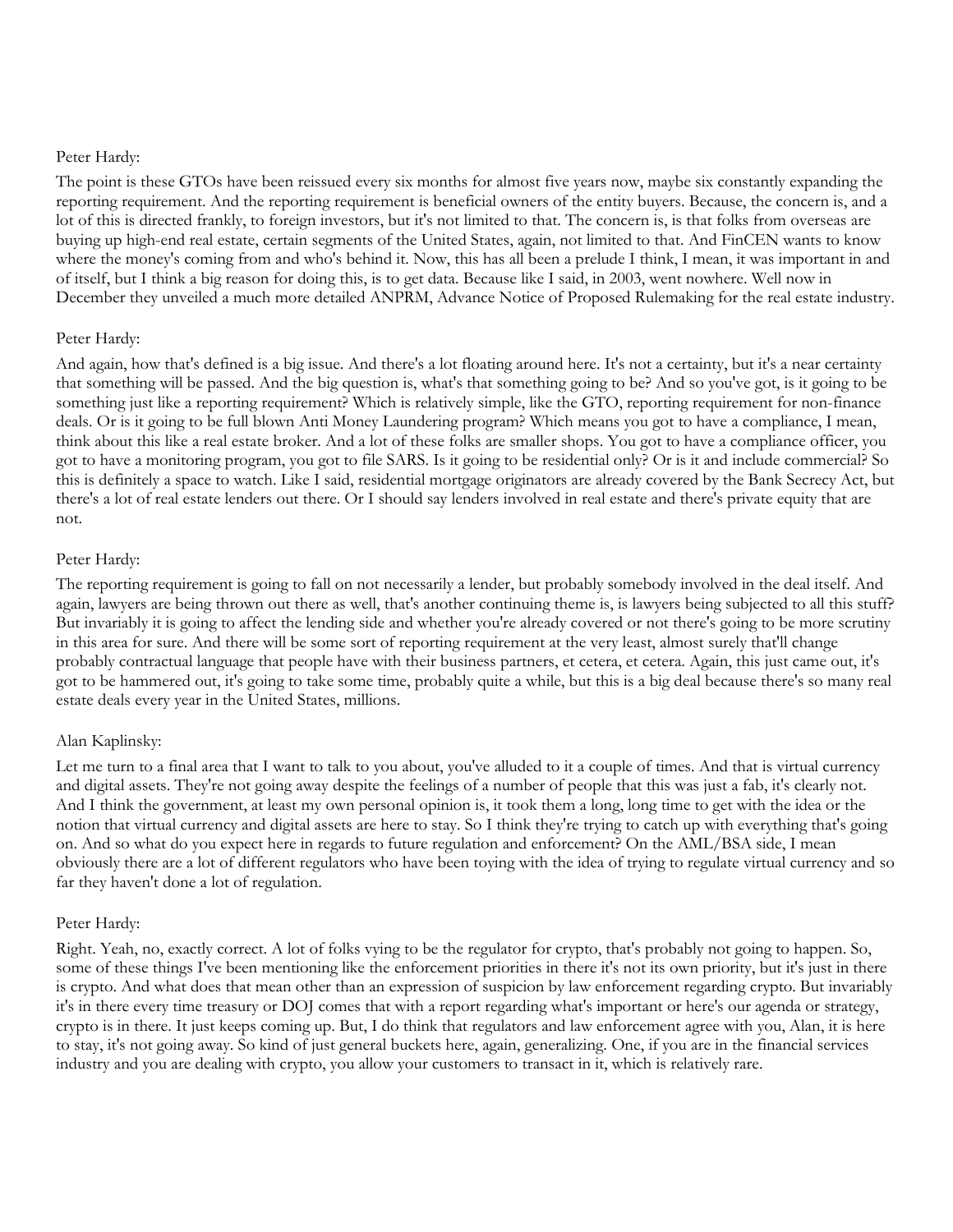Peter Hardy:

The point is these GTOs have been reissued every six months for almost five years now, maybe six constantly expanding the reporting requirement. And the reporting requirement is beneficial owners of the entity buyers. Because, the concern is, and a lot of this is directed frankly, to foreign investors, but it's not limited to that. The concern is, is that folks from overseas are buying up high-end real estate, certain segments of the United States, again, not limited to that. And FinCEN wants to know where the money's coming from and who's behind it. Now, this has all been a prelude I think, I mean, it was important in and of itself, but I think a big reason for doing this, is to get data. Because like I said, in 2003, went nowhere. Well now in December they unveiled a much more detailed ANPRM, Advance Notice of Proposed Rulemaking for the real estate industry.

Peter Hardy:

And again, how that's defined is a big issue. And there's a lot floating around here. It's not a certainty, but it's a near certainty that something will be passed. And the big question is, what's that something going to be? And so you've got, is it going to be something just like a reporting requirement? Which is relatively simple, like the GTO, reporting requirement for non-finance deals. Or is it going to be full blown Anti Money Laundering program? Which means you got to have a compliance, I mean, think about this like a real estate broker. And a lot of these folks are smaller shops. You got to have a compliance officer, you got to have a monitoring program, you got to file SARS. Is it going to be residential only? Or is it and include commercial? So this is definitely a space to watch. Like I said, residential mortgage originators are already covered by the Bank Secrecy Act, but there's a lot of real estate lenders out there. Or I should say lenders involved in real estate and there's private equity that are not.

Peter Hardy:

The reporting requirement is going to fall on not necessarily a lender, but probably somebody involved in the deal itself. And again, lawyers are being thrown out there as well, that's another continuing theme is, is lawyers being subjected to all this stuff? But invariably it is going to affect the lending side and whether you're already covered or not there's going to be more scrutiny in this area for sure. And there will be some sort of reporting requirement at the very least, almost surely that'll change probably contractual language that people have with their business partners, et cetera, et cetera. Again, this just came out, it's got to be hammered out, it's going to take some time, probably quite a while, but this is a big deal because there's so many real estate deals every year in the United States, millions.

Alan Kaplinsky:

Let me turn to a final area that I want to talk to you about, you've alluded to it a couple of times. And that is virtual currency and digital assets. They're not going away despite the feelings of a number of people that this was just a fab, it's clearly not. And I think the government, at least my own personal opinion is, it took them a long, long time to get with the idea or the notion that virtual currency and digital assets are here to stay. So I think they're trying to catch up with everything that's going on. And so what do you expect here in regards to future regulation and enforcement? On the AML/BSA side, I mean obviously there are a lot of different regulators who have been toying with the idea of trying to regulate virtual currency and so far they haven't done a lot of regulation.

Peter Hardy:

Right. Yeah, no, exactly correct. A lot of folks vying to be the regulator for crypto, that's probably not going to happen. So, some of these things I've been mentioning like the enforcement priorities in there it's not its own priority, but it's just in there is crypto. And what does that mean other than an expression of suspicion by law enforcement regarding crypto. But invariably it's in there every time treasury or DOJ comes that with a report regarding what's important or here's our agenda or strategy, crypto is in there. It just keeps coming up. But, I do think that regulators and law enforcement agree with you, Alan, it is here to stay, it's not going away. So kind of just general buckets here, again, generalizing. One, if you are in the financial services industry and you are dealing with crypto, you allow your customers to transact in it, which is relatively rare.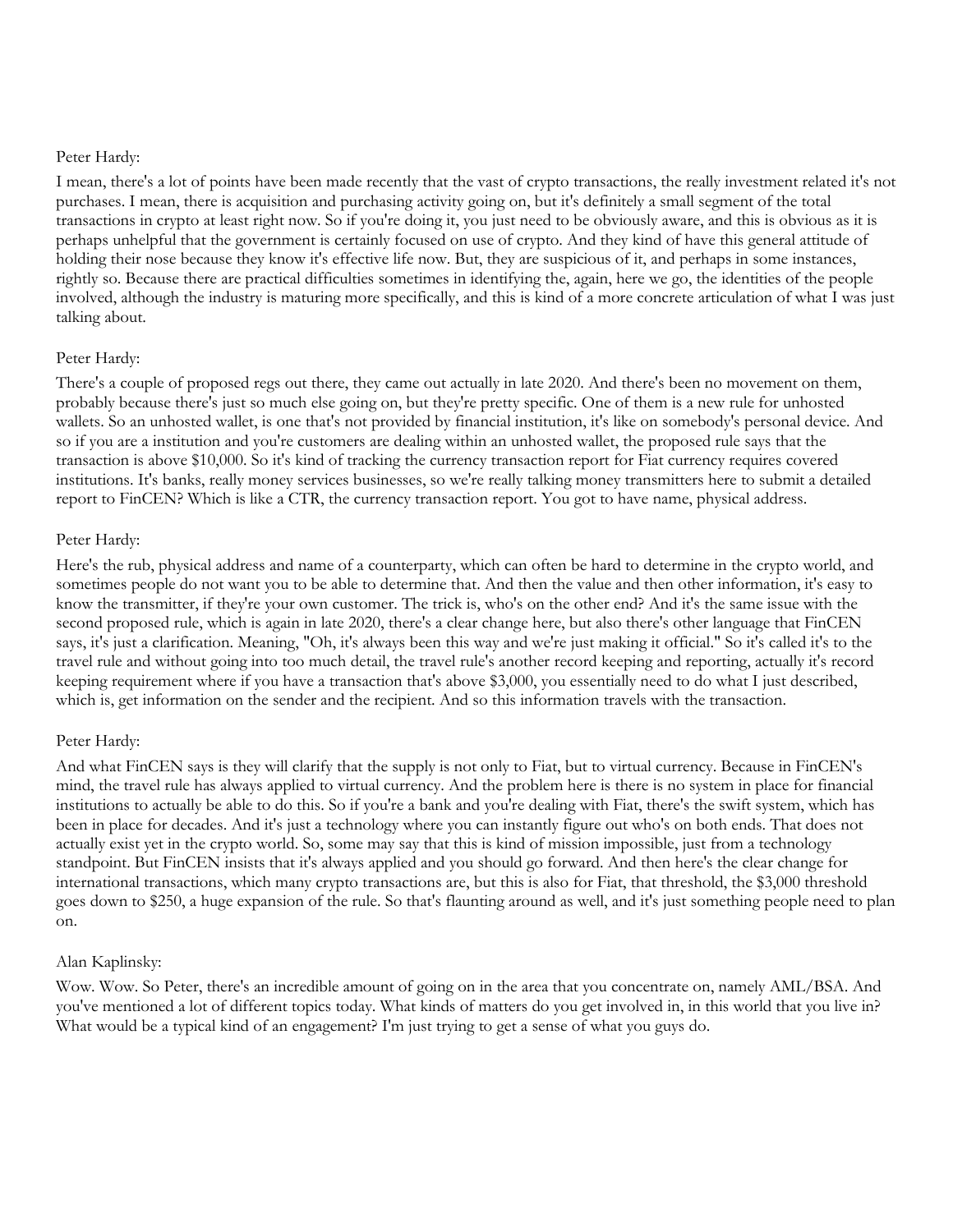Peter Hardy:

I mean, there's a lot of points have been made recently that the vast of crypto transactions, the really investment related it's not purchases. I mean, there is acquisition and purchasing activity going on, but it's definitely a small segment of the total transactions in crypto at least right now. So if you're doing it, you just need to be obviously aware, and this is obvious as it is perhaps unhelpful that the government is certainly focused on use of crypto. And they kind of have this general attitude of holding their nose because they know it's effective life now. But, they are suspicious of it, and perhaps in some instances, rightly so. Because there are practical difficulties sometimes in identifying the, again, here we go, the identities of the people involved, although the industry is maturing more specifically, and this is kind of a more concrete articulation of what I was just talking about.

Peter Hardy:

There's a couple of proposed regs out there, they came out actually in late 2020. And there's been no movement on them, probably because there's just so much else going on, but they're pretty specific. One of them is a new rule for unhosted wallets. So an unhosted wallet, is one that's not provided by financial institution, it's like on somebody's personal device. And so if you are a institution and you're customers are dealing within an unhosted wallet, the proposed rule says that the transaction is above $10,000. So it's kind of tracking the currency transaction report for Fiat currency requires covered institutions. It's banks, really money services businesses, so we're really talking money transmitters here to submit a detailed report to FinCEN? Which is like a CTR, the currency transaction report. You got to have name, physical address.

Peter Hardy:

Here's the rub, physical address and name of a counterparty, which can often be hard to determine in the crypto world, and sometimes people do not want you to be able to determine that. And then the value and then other information, it's easy to know the transmitter, if they're your own customer. The trick is, who's on the other end? And it's the same issue with the second proposed rule, which is again in late 2020, there's a clear change here, but also there's other language that FinCEN says, it's just a clarification. Meaning, "Oh, it's always been this way and we're just making it official." So it's called it's to the travel rule and without going into too much detail, the travel rule's another record keeping and reporting, actually it's record keeping requirement where if you have a transaction that's above $3,000, you essentially need to do what I just described, which is, get information on the sender and the recipient. And so this information travels with the transaction.

Peter Hardy:

And what FinCEN says is they will clarify that the supply is not only to Fiat, but to virtual currency. Because in FinCEN's mind, the travel rule has always applied to virtual currency. And the problem here is there is no system in place for financial institutions to actually be able to do this. So if you're a bank and you're dealing with Fiat, there's the swift system, which has been in place for decades. And it's just a technology where you can instantly figure out who's on both ends. That does not actually exist yet in the crypto world. So, some may say that this is kind of mission impossible, just from a technology standpoint. But FinCEN insists that it's always applied and you should go forward. And then here's the clear change for international transactions, which many crypto transactions are, but this is also for Fiat, that threshold, the $3,000 threshold goes down to $250, a huge expansion of the rule. So that's flaunting around as well, and it's just something people need to plan on.

Alan Kaplinsky:

Wow. Wow. So Peter, there's an incredible amount of going on in the area that you concentrate on, namely AML/BSA. And you've mentioned a lot of different topics today. What kinds of matters do you get involved in, in this world that you live in? What would be a typical kind of an engagement? I'm just trying to get a sense of what you guys do.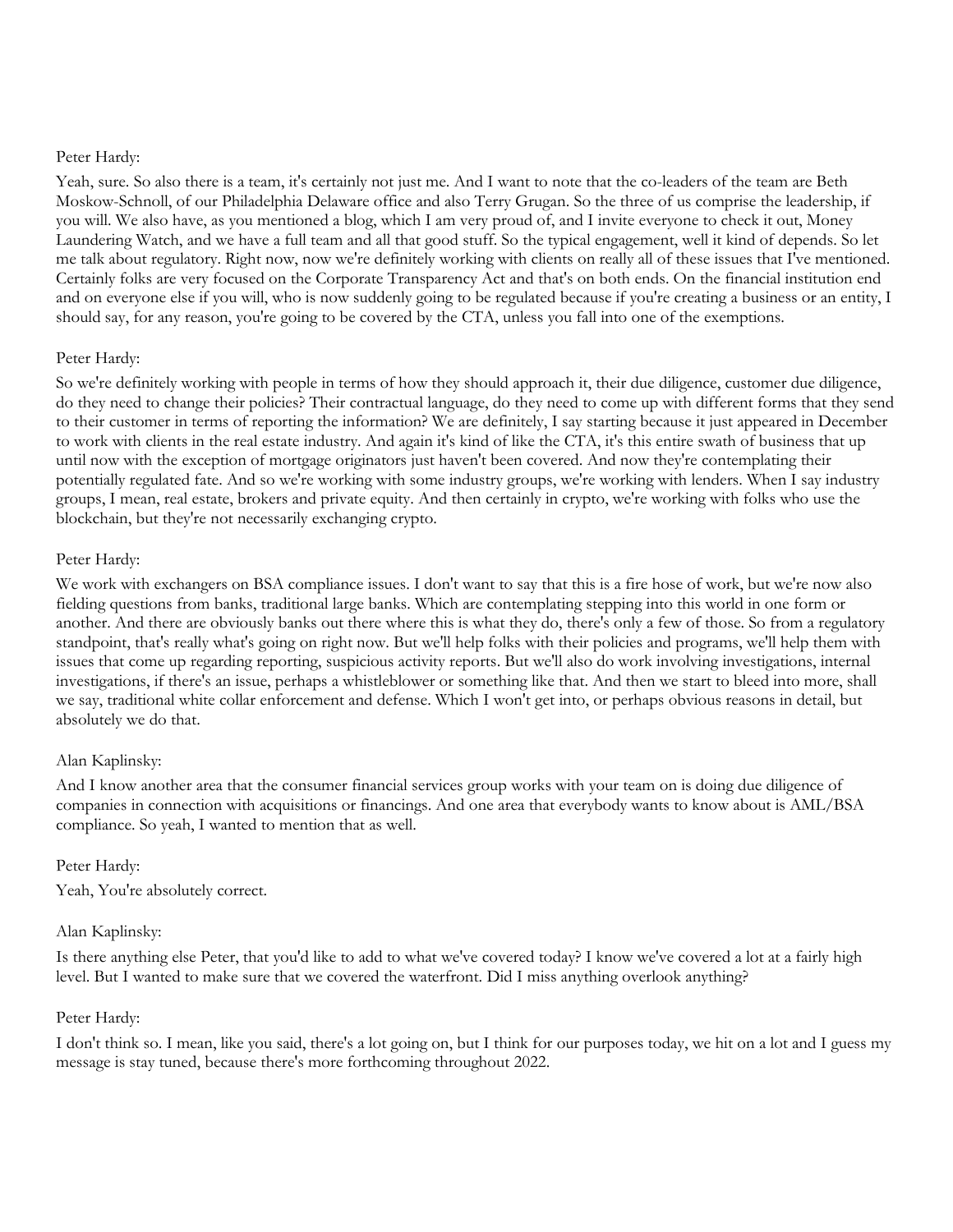Peter Hardy:

Yeah, sure. So also there is a team, it's certainly not just me. And I want to note that the co-leaders of the team are Beth Moskow-Schnoll, of our Philadelphia Delaware office and also Terry Grugan. So the three of us comprise the leadership, if you will. We also have, as you mentioned a blog, which I am very proud of, and I invite everyone to check it out, Money Laundering Watch, and we have a full team and all that good stuff. So the typical engagement, well it kind of depends. So let me talk about regulatory. Right now, now we're definitely working with clients on really all of these issues that I've mentioned. Certainly folks are very focused on the Corporate Transparency Act and that's on both ends. On the financial institution end and on everyone else if you will, who is now suddenly going to be regulated because if you're creating a business or an entity, I should say, for any reason, you're going to be covered by the CTA, unless you fall into one of the exemptions.

Peter Hardy:

So we're definitely working with people in terms of how they should approach it, their due diligence, customer due diligence, do they need to change their policies? Their contractual language, do they need to come up with different forms that they send to their customer in terms of reporting the information? We are definitely, I say starting because it just appeared in December to work with clients in the real estate industry. And again it's kind of like the CTA, it's this entire swath of business that up until now with the exception of mortgage originators just haven't been covered. And now they're contemplating their potentially regulated fate. And so we're working with some industry groups, we're working with lenders. When I say industry groups, I mean, real estate, brokers and private equity. And then certainly in crypto, we're working with folks who use the blockchain, but they're not necessarily exchanging crypto.

Peter Hardy:

We work with exchangers on BSA compliance issues. I don't want to say that this is a fire hose of work, but we're now also fielding questions from banks, traditional large banks. Which are contemplating stepping into this world in one form or another. And there are obviously banks out there where this is what they do, there's only a few of those. So from a regulatory standpoint, that's really what's going on right now. But we'll help folks with their policies and programs, we'll help them with issues that come up regarding reporting, suspicious activity reports. But we'll also do work involving investigations, internal investigations, if there's an issue, perhaps a whistleblower or something like that. And then we start to bleed into more, shall we say, traditional white collar enforcement and defense. Which I won't get into, or perhaps obvious reasons in detail, but absolutely we do that.

Alan Kaplinsky:

And I know another area that the consumer financial services group works with your team on is doing due diligence of companies in connection with acquisitions or financings. And one area that everybody wants to know about is AML/BSA compliance. So yeah, I wanted to mention that as well.

Peter Hardy:

Yeah, You're absolutely correct.

Alan Kaplinsky:

Is there anything else Peter, that you'd like to add to what we've covered today? I know we've covered a lot at a fairly high level. But I wanted to make sure that we covered the waterfront. Did I miss anything overlook anything?

Peter Hardy:

I don't think so. I mean, like you said, there's a lot going on, but I think for our purposes today, we hit on a lot and I guess my message is stay tuned, because there's more forthcoming throughout 2022.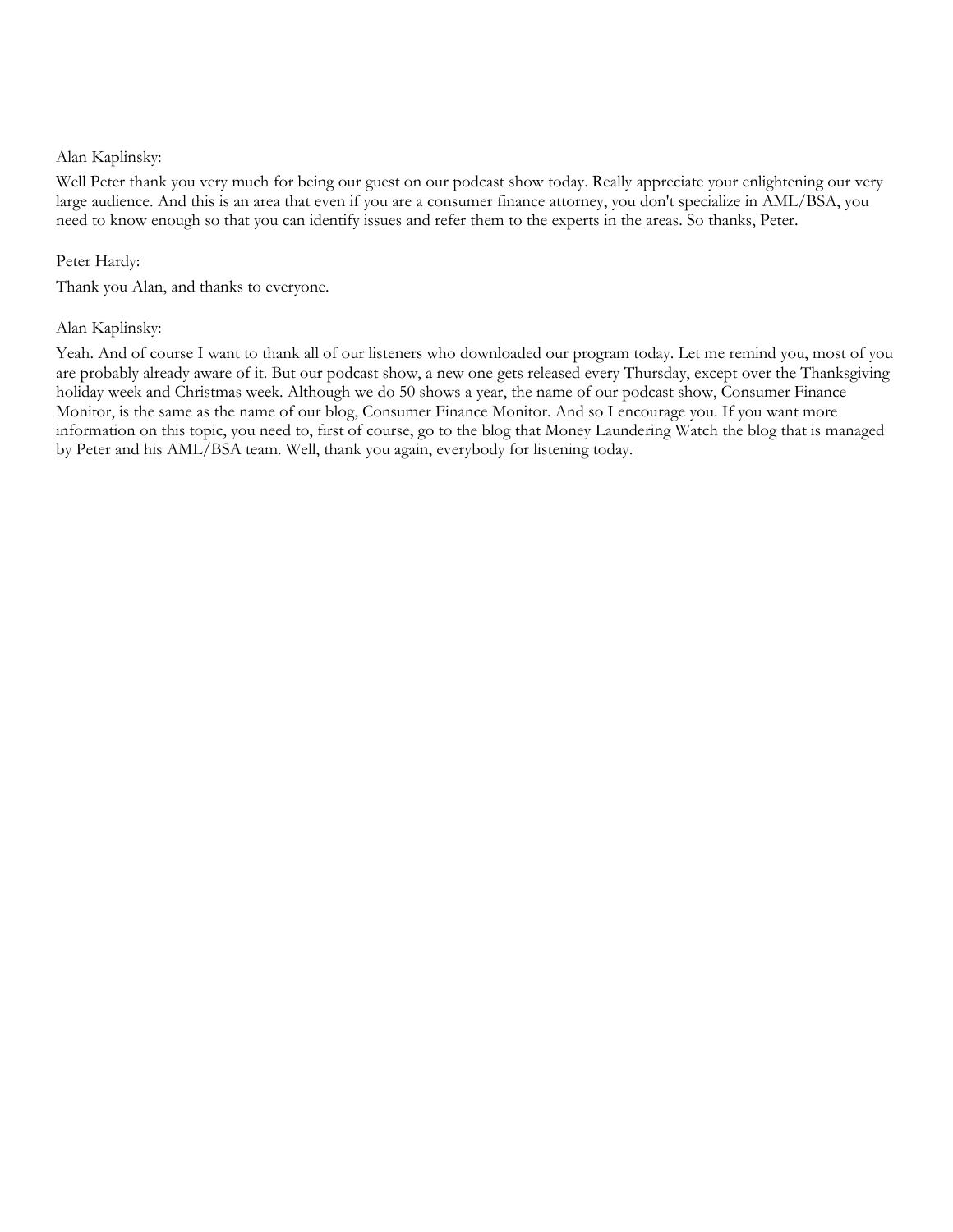Alan Kaplinsky:

Well Peter thank you very much for being our guest on our podcast show today. Really appreciate your enlightening our very large audience. And this is an area that even if you are a consumer finance attorney, you don't specialize in AML/BSA, you need to know enough so that you can identify issues and refer them to the experts in the areas. So thanks, Peter.

Peter Hardy:

Thank you Alan, and thanks to everyone.

Alan Kaplinsky:

Yeah. And of course I want to thank all of our listeners who downloaded our program today. Let me remind you, most of you are probably already aware of it. But our podcast show, a new one gets released every Thursday, except over the Thanksgiving holiday week and Christmas week. Although we do 50 shows a year, the name of our podcast show, Consumer Finance Monitor, is the same as the name of our blog, Consumer Finance Monitor. And so I encourage you. If you want more information on this topic, you need to, first of course, go to the blog that Money Laundering Watch the blog that is managed by Peter and his AML/BSA team. Well, thank you again, everybody for listening today.